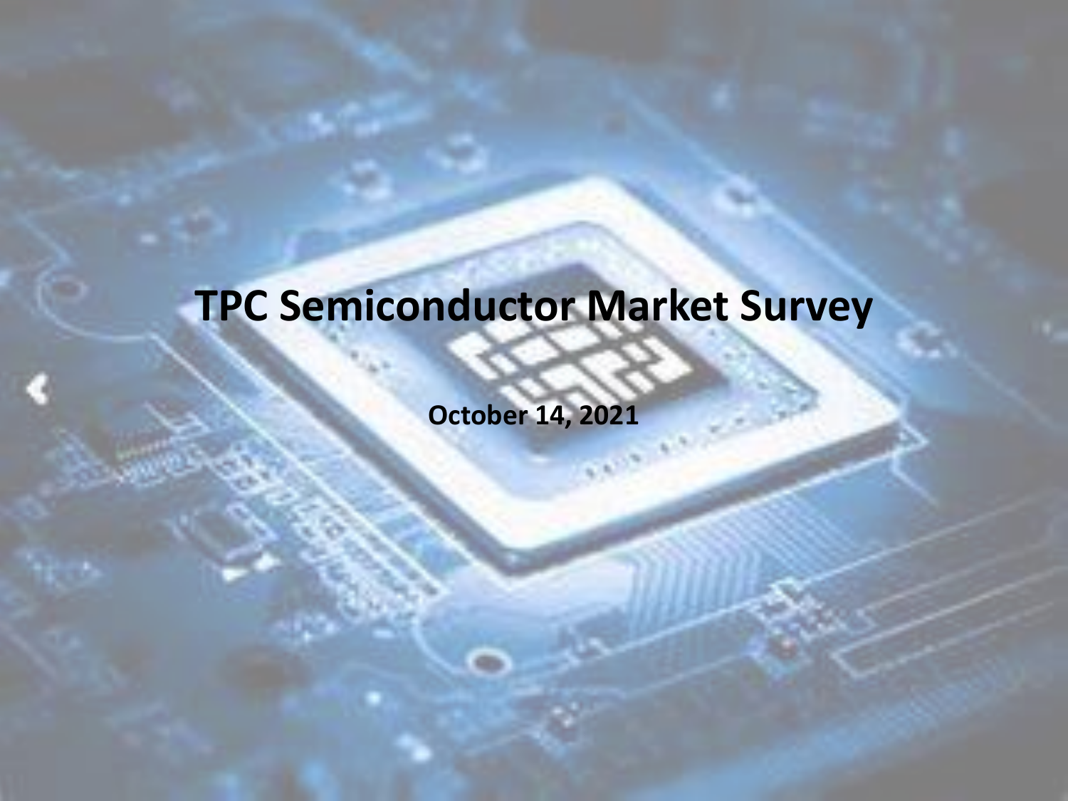# TPC Semiconductor Market Survey

**October 14, 2021**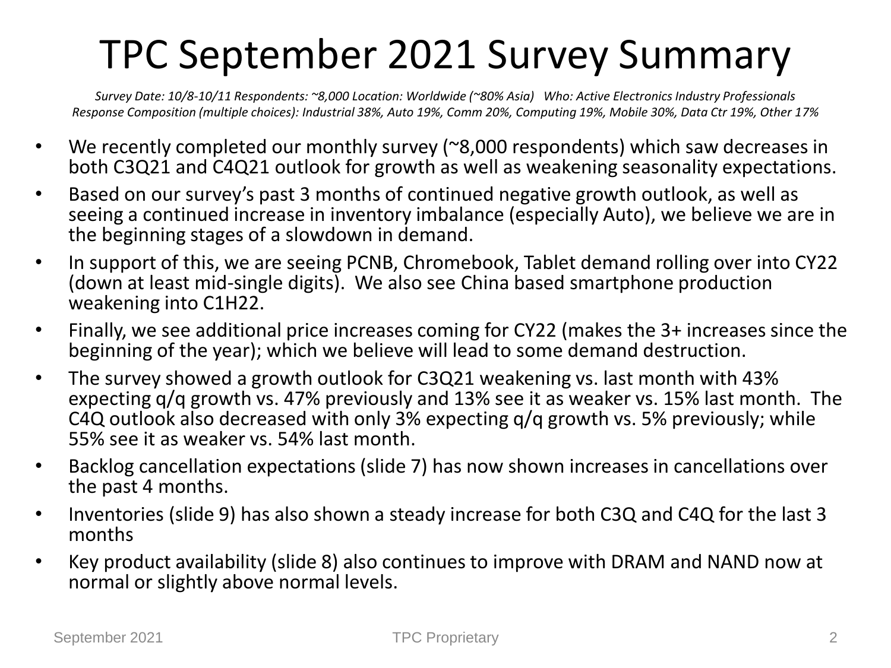# TPC September 2021 Survey Summary

*Survey Date: 10/8-10/11 Respondents: ~8,000 Location: Worldwide (~80% Asia) Who: Active Electronics Industry Professionals*
*Response Composition (multiple choices): Industrial 38%, Auto 19%, Comm 20%, Computing 19%, Mobile 30%, Data Ctr 19%, Other 17%*

- We recently completed our monthly survey (~8,000 respondents) which saw decreases in both C3Q21 and C4Q21 outlook for growth as well as weakening seasonality expectations.
- Based on our survey's past 3 months of continued negative growth outlook, as well as seeing a continued increase in inventory imbalance (especially Auto), we believe we are in the beginning stages of a slowdown in demand.
- In support of this, we are seeing PCNB, Chromebook, Tablet demand rolling over into CY22 (down at least mid-single digits). We also see China based smartphone production weakening into C1H22.
- Finally, we see additional price increases coming for CY22 (makes the 3+ increases since the beginning of the year); which we believe will lead to some demand destruction.
- The survey showed a growth outlook for C3Q21 weakening vs. last month with 43% expecting q/q growth vs. 47% previously and 13% see it as weaker vs. 15% last month. The C4Q outlook also decreased with only 3% expecting q/q growth vs. 5% previously; while 55% see it as weaker vs. 54% last month.
- Backlog cancellation expectations (slide 7) has now shown increases in cancellations over the past 4 months.
- Inventories (slide 9) has also shown a steady increase for both C3Q and C4Q for the last 3 months
- Key product availability (slide 8) also continues to improve with DRAM and NAND now at normal or slightly above normal levels.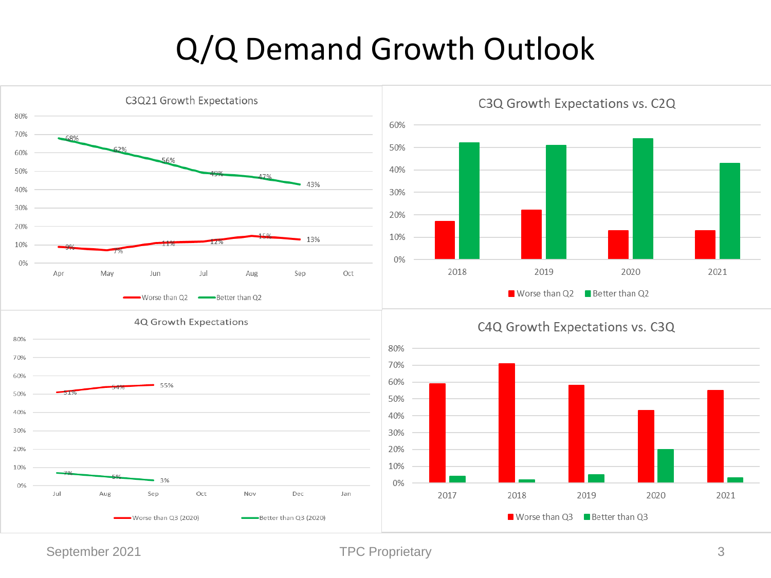# Q/Q Demand Growth Outlook

## C3Q21 Growth Expectations

| Month | Worse than Q2 | Better than Q2 |
|---|---|---|
| Apr | 9% | 68% |
| May | 7% | 62% |
| Jun | 11% | 56% |
| Jul | 12% | 49% |
| Aug | 15% | 47% |
| Sep | 13% | 43% |

## C3Q Growth Expectations vs. C2Q

Legend: Worse than Q2, Better than Q2

Years shown: 2018, 2019, 2020, 2021

## 4Q Growth Expectations

| Month | Worse than Q3 (2020) | Better than Q3 (2020) |
|---|---|---|
| Jul | 51% | 7% |
| Aug | 54% | 5% |
| Sep | 55% | 3% |

## C4Q Growth Expectations vs. C3Q

Legend: Worse than Q3, Better than Q3

Years shown: 2017, 2018, 2019, 2020, 2021

September 2021

TPC Proprietary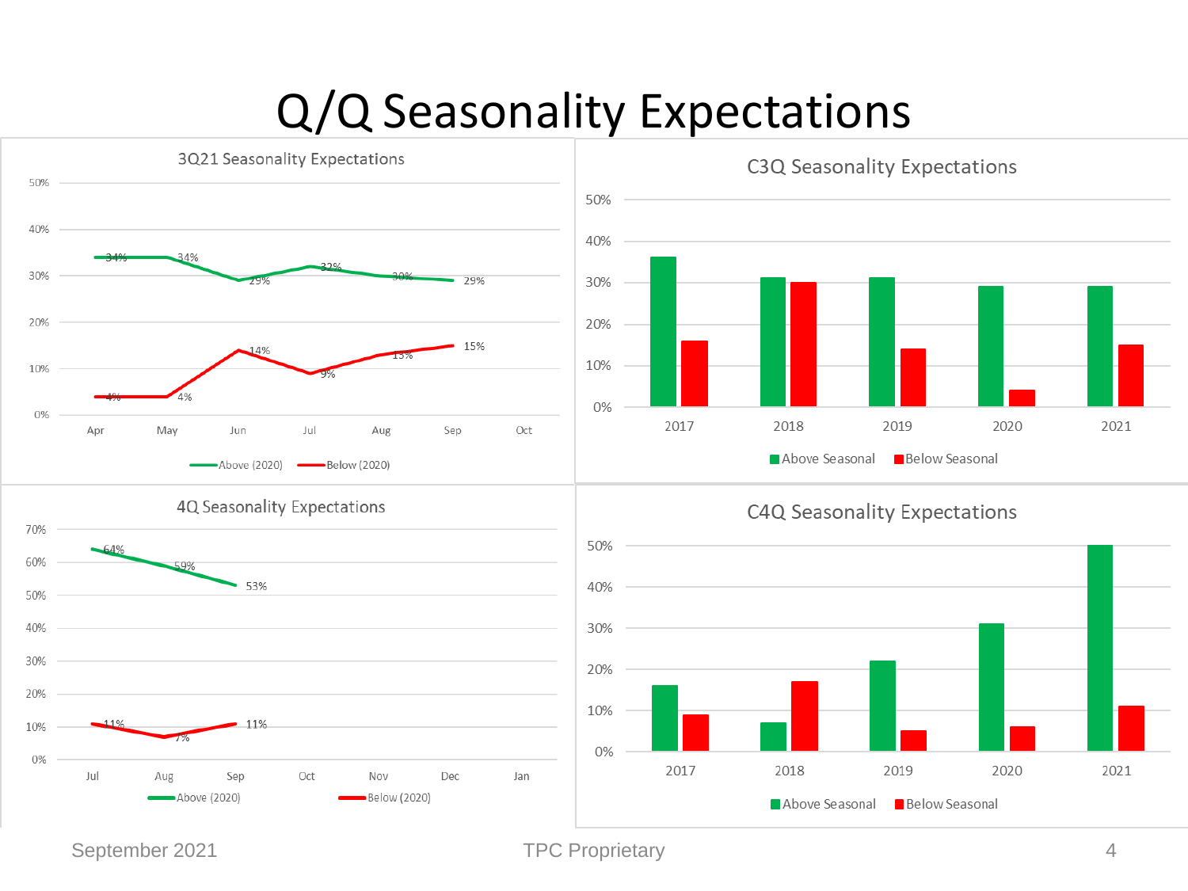# Q/Q Seasonality Expectations

### 3Q21 Seasonality Expectations

| Month | Above (2020) | Below (2020) |
|---|---|---|
| Apr | 34% | 4% |
| May | 34% | 4% |
| Jun | 29% | 14% |
| Jul | 32% | 9% |
| Aug | 30% | 13% |
| Sep | 29% | 15% |
| Oct | | |

### C3Q Seasonality Expectations

| Year | Above Seasonal | Below Seasonal |
|---|---|---|
| 2017 | | |
| 2018 | | |
| 2019 | | |
| 2020 | | |
| 2021 | | |

### 4Q Seasonality Expectations

| Month | Above (2020) | Below (2020) |
|---|---|---|
| Jul | 64% | 11% |
| Aug | 59% | 7% |
| Sep | 53% | 11% |
| Oct | | |
| Nov | | |
| Dec | | |
| Jan | | |

### C4Q Seasonality Expectations

| Year | Above Seasonal | Below Seasonal |
|---|---|---|
| 2017 | | |
| 2018 | | |
| 2019 | | |
| 2020 | | |
| 2021 | | |

September 2021

TPC Proprietary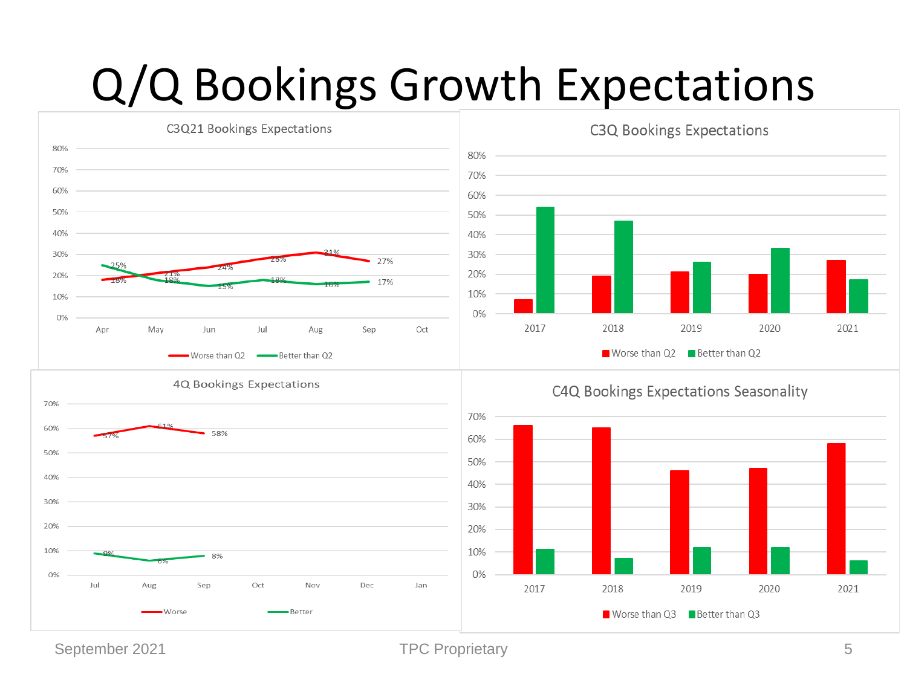# Q/Q Bookings Growth Expectations

**C3Q21 Bookings Expectations**

| | Apr | May | Jun | Jul | Aug | Sep |
|---|---|---|---|---|---|---|
| Worse than Q2 | 18% | 21% | 24% | 28% | 31% | 27% |
| Better than Q2 | 25% | 18% | 15% | 18% | 16% | 17% |

**C3Q Bookings Expectations**

Legend: Worse than Q2, Better than Q2 (years 2017–2021)

**4Q Bookings Expectations**

| | Jul | Aug | Sep |
|---|---|---|---|
| Worse | 57% | 61% | 58% |
| Better | 9% | 6% | 8% |

**C4Q Bookings Expectations Seasonality**

Legend: Worse than Q3, Better than Q3 (years 2017–2021)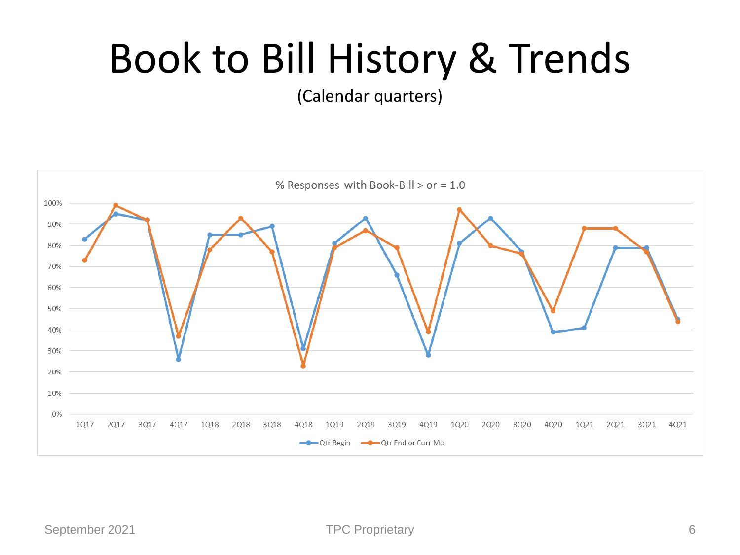# Book to Bill History & Trends

(Calendar quarters)

% Responses with Book-Bill > or = 1.0

| Quarter | Qtr Begin | Qtr End or Curr Mo |
|---|---|---|
| 1Q17 | 83% | 73% |
| 2Q17 | 95% | 99% |
| 3Q17 | 92% | 92% |
| 4Q17 | 26% | 37% |
| 1Q18 | 85% | 78% |
| 2Q18 | 85% | 93% |
| 3Q18 | 89% | 77% |
| 4Q18 | 31% | 23% |
| 1Q19 | 81% | 79% |
| 2Q19 | 93% | 87% |
| 3Q19 | 66% | 79% |
| 4Q19 | 28% | 39% |
| 1Q20 | 81% | 97% |
| 2Q20 | 93% | 80% |
| 3Q20 | 77% | 76% |
| 4Q20 | 39% | 49% |
| 1Q21 | 41% | 88% |
| 2Q21 | 79% | 88% |
| 3Q21 | 79% | 77% |
| 4Q21 | 45% | 44% |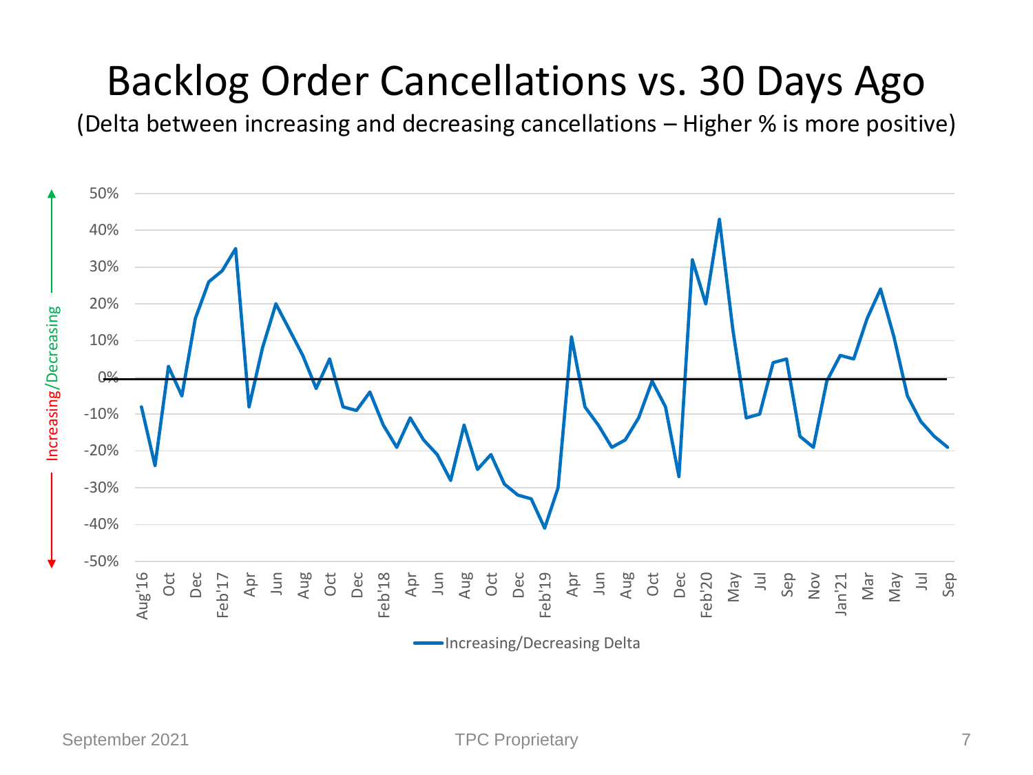# Backlog Order Cancellations vs. 30 Days Ago

(Delta between increasing and decreasing cancellations – Higher % is more positive)

Increasing/Decreasing

50%
40%
30%
20%
10%
0%
-10%
-20%
-30%
-40%
-50%

Aug'16 Oct Dec Feb'17 Apr Jun Aug Oct Dec Feb'18 Apr Jun Aug Oct Dec Feb'19 Apr Jun Aug Oct Dec Feb'20 May Jul Sep Nov Jan'21 Mar May Jul Sep

Increasing/Decreasing Delta

September 2021 TPC Proprietary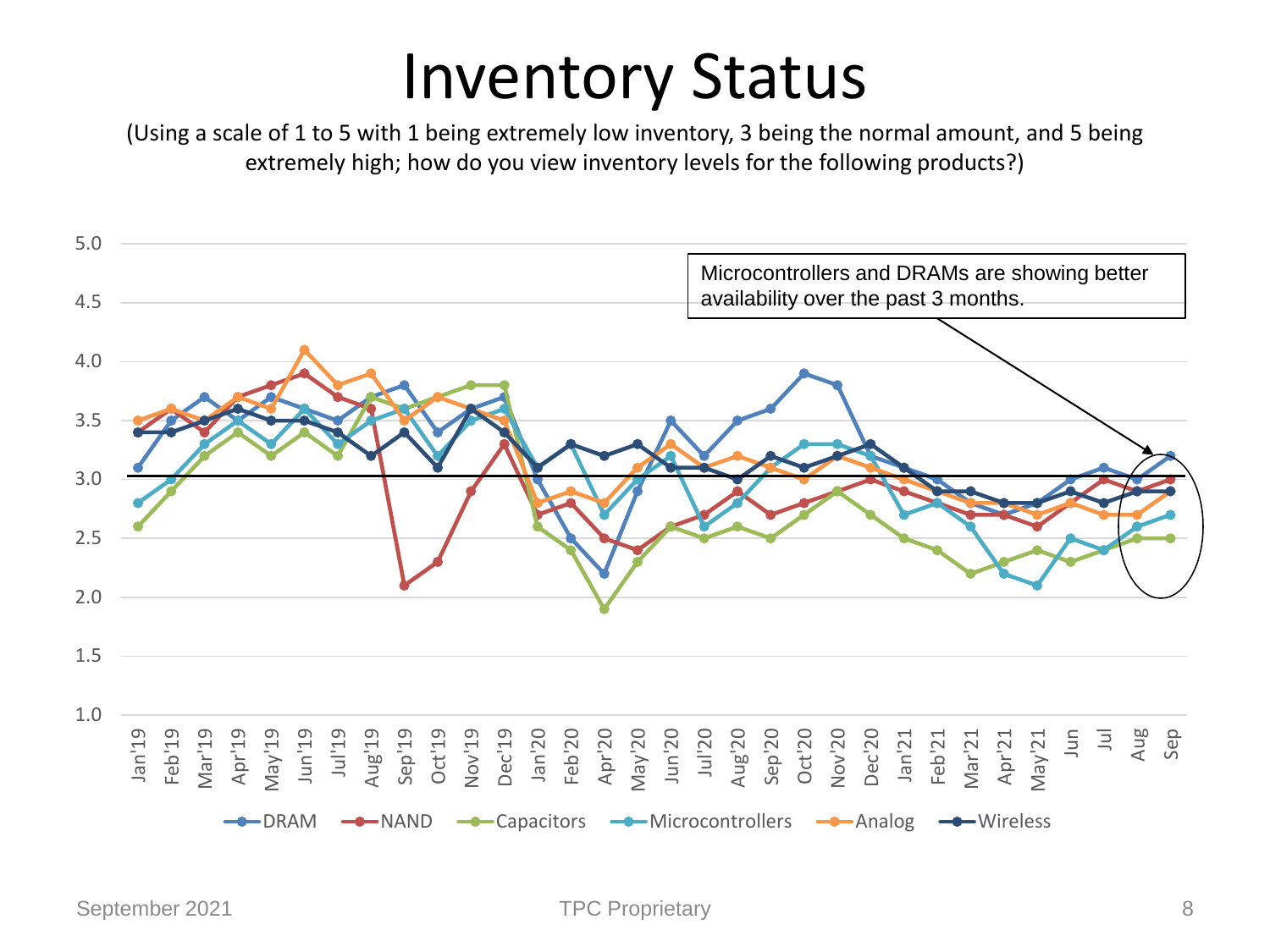# Inventory Status

(Using a scale of 1 to 5 with 1 being extremely low inventory, 3 being the normal amount, and 5 being extremely high; how do you view inventory levels for the following products?)

Microcontrollers and DRAMs are showing better availability over the past 3 months.

DRAM — NAND — Capacitors — Microcontrollers — Analog — Wireless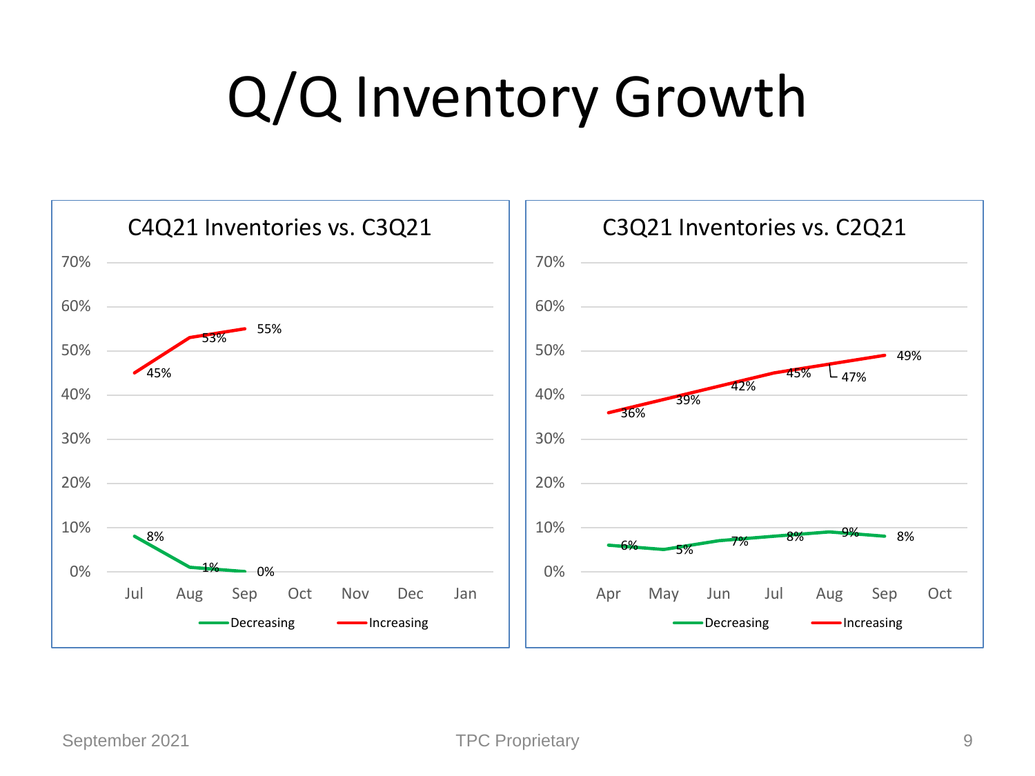# Q/Q Inventory Growth

### C4Q21 Inventories vs. C3Q21

| Month | Decreasing | Increasing |
|---|---|---|
| Jul | 8% | 45% |
| Aug | 1% | 53% |
| Sep | 0% | 55% |
| Oct | | |
| Nov | | |
| Dec | | |
| Jan | | |

### C3Q21 Inventories vs. C2Q21

| Month | Decreasing | Increasing |
|---|---|---|
| Apr | 6% | 36% |
| May | 5% | 39% |
| Jun | 7% | 42% |
| Jul | 8% | 45% |
| Aug | 9% | 47% |
| Sep | 8% | 49% |
| Oct | | |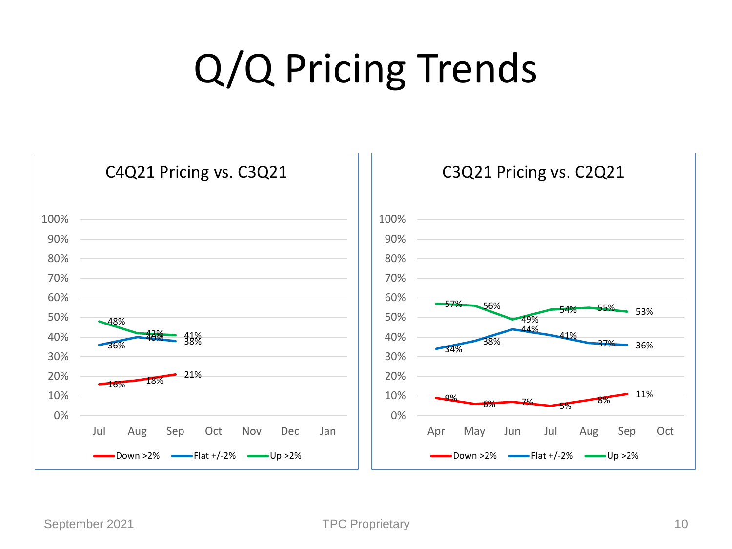# Q/Q Pricing Trends

## C4Q21 Pricing vs. C3Q21

| | Jul | Aug | Sep | Oct | Nov | Dec | Jan |
|---|---|---|---|---|---|---|---|
| Down >2% | 16% | 18% | 21% | | | | |
| Flat +/-2% | 36% | 40% | 38% | | | | |
| Up >2% | 48% | 42% | 41% | | | | |

## C3Q21 Pricing vs. C2Q21

| | Apr | May | Jun | Jul | Aug | Sep | Oct |
|---|---|---|---|---|---|---|---|
| Down >2% | 9% | 6% | 7% | 5% | 8% | 11% | |
| Flat +/-2% | 34% | 38% | 44% | 41% | 37% | 36% | |
| Up >2% | 57% | 56% | 49% | 54% | 55% | 53% | |

September 2021 TPC Proprietary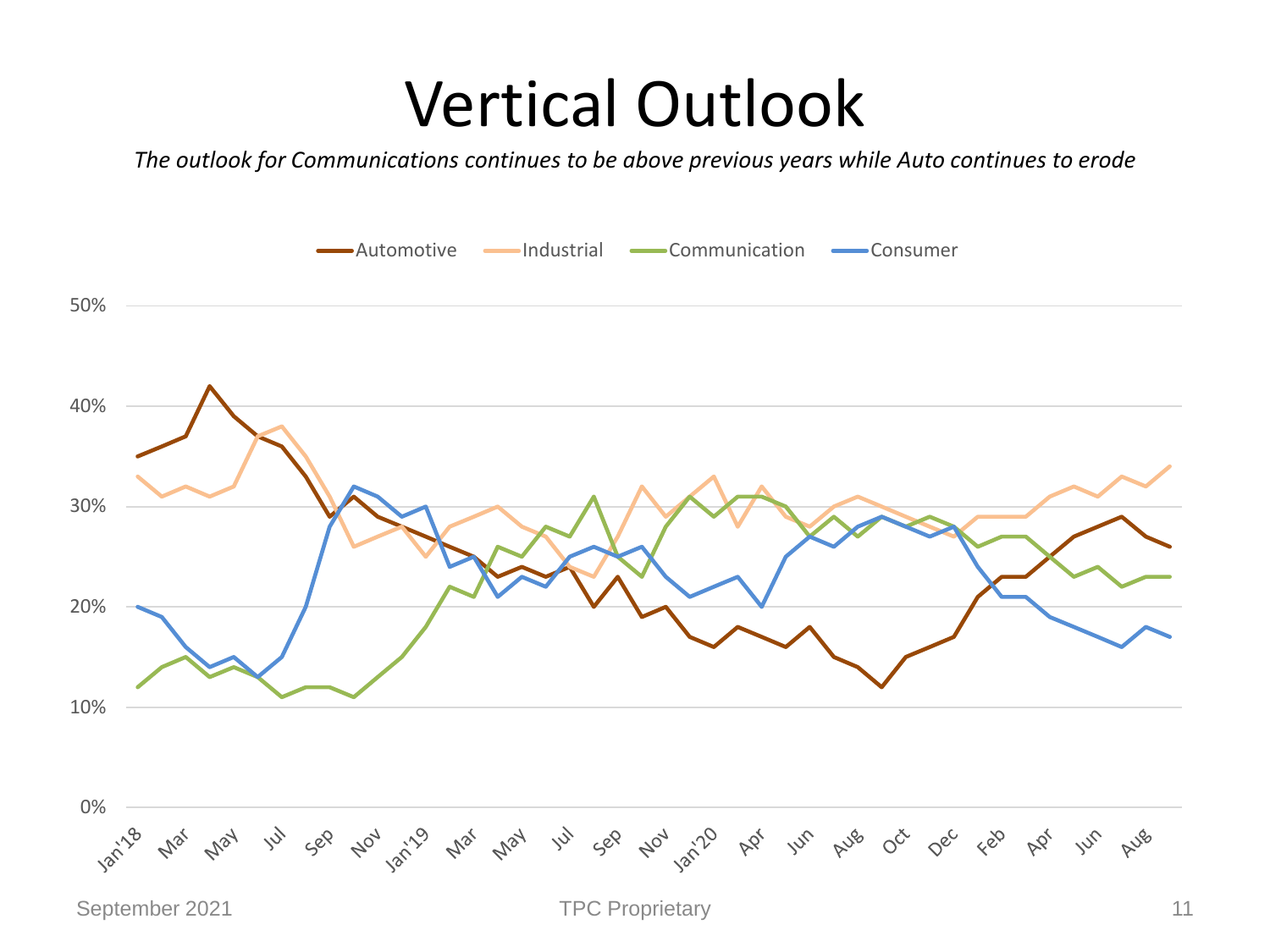# Vertical Outlook

*The outlook for Communications continues to be above previous years while Auto continues to erode*

Automotive
Industrial
Communication
Consumer

50%
40%
30%
20%
10%
0%

Jan'18
Mar
May
Jul
Sep
Nov
Jan'19
Mar
May
Jul
Sep
Nov
Jan'20
Apr
Jun
Aug
Oct
Dec
Feb
Apr
Jun
Aug

September 2021

TPC Proprietary